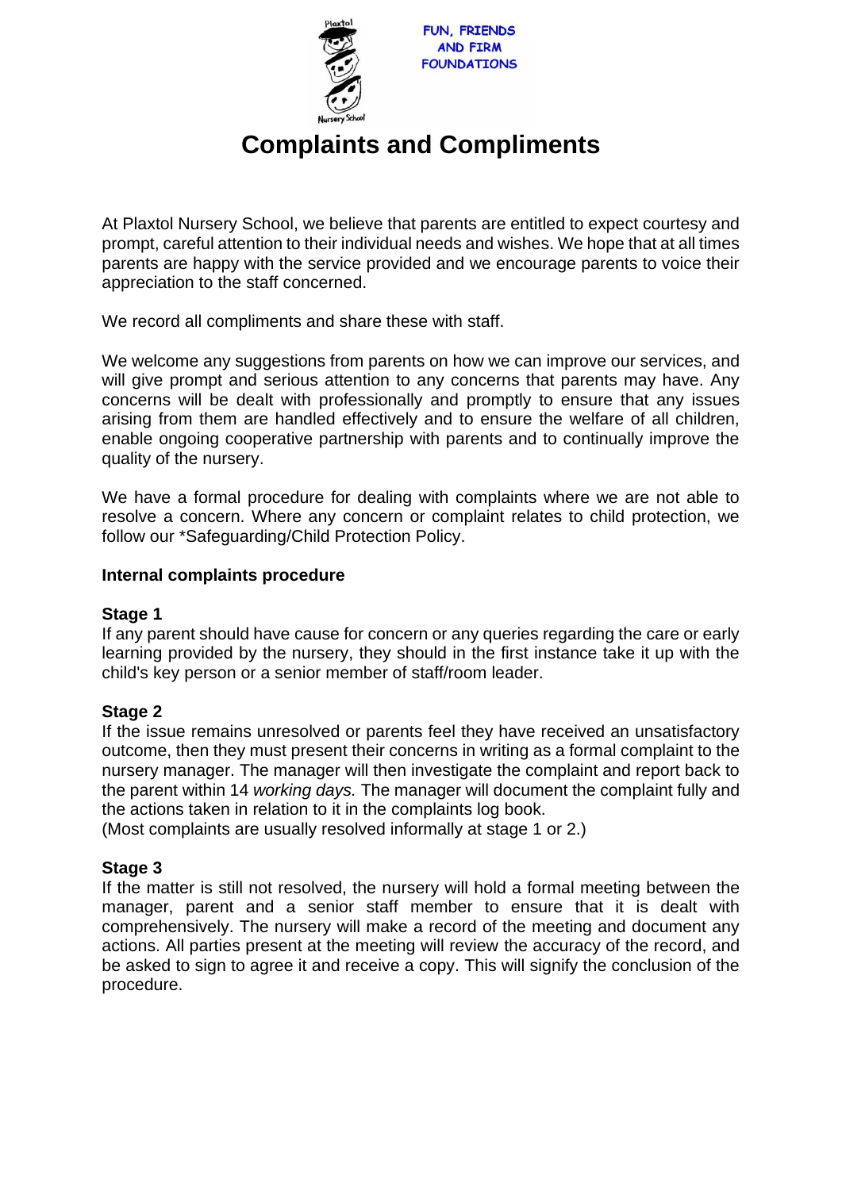FUN, FRIENDS AND FIRM FOUNDATIONS

# Complaints and Compliments

At Plaxtol Nursery School, we believe that parents are entitled to expect courtesy and prompt, careful attention to their individual needs and wishes. We hope that at all times parents are happy with the service provided and we encourage parents to voice their appreciation to the staff concerned.

We record all compliments and share these with staff.

We welcome any suggestions from parents on how we can improve our services, and will give prompt and serious attention to any concerns that parents may have. Any concerns will be dealt with professionally and promptly to ensure that any issues arising from them are handled effectively and to ensure the welfare of all children, enable ongoing cooperative partnership with parents and to continually improve the quality of the nursery.

We have a formal procedure for dealing with complaints where we are not able to resolve a concern. Where any concern or complaint relates to child protection, we follow our *Safeguarding/Child Protection Policy.

**Internal complaints procedure**

**Stage 1**

If any parent should have cause for concern or any queries regarding the care or early learning provided by the nursery, they should in the first instance take it up with the child's key person or a senior member of staff/room leader.

**Stage 2**

If the issue remains unresolved or parents feel they have received an unsatisfactory outcome, then they must present their concerns in writing as a formal complaint to the nursery manager. The manager will then investigate the complaint and report back to the parent within 14 *working days.* The manager will document the complaint fully and the actions taken in relation to it in the complaints log book.

(Most complaints are usually resolved informally at stage 1 or 2.)

**Stage 3**

If the matter is still not resolved, the nursery will hold a formal meeting between the manager, parent and a senior staff member to ensure that it is dealt with comprehensively. The nursery will make a record of the meeting and document any actions. All parties present at the meeting will review the accuracy of the record, and be asked to sign to agree it and receive a copy. This will signify the conclusion of the procedure.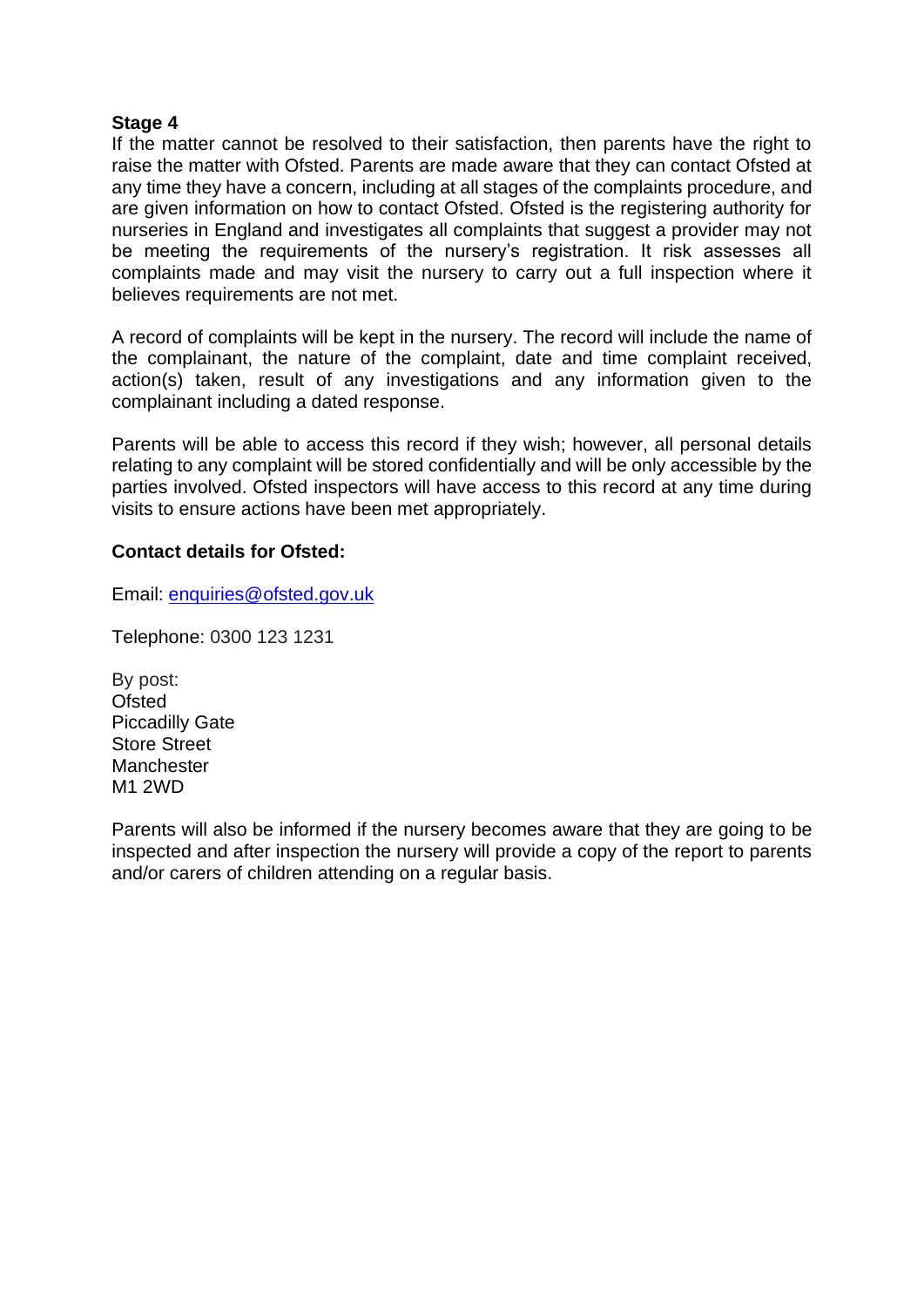**Stage 4**

If the matter cannot be resolved to their satisfaction, then parents have the right to raise the matter with Ofsted. Parents are made aware that they can contact Ofsted at any time they have a concern, including at all stages of the complaints procedure, and are given information on how to contact Ofsted. Ofsted is the registering authority for nurseries in England and investigates all complaints that suggest a provider may not be meeting the requirements of the nursery's registration. It risk assesses all complaints made and may visit the nursery to carry out a full inspection where it believes requirements are not met.

A record of complaints will be kept in the nursery. The record will include the name of the complainant, the nature of the complaint, date and time complaint received, action(s) taken, result of any investigations and any information given to the complainant including a dated response.

Parents will be able to access this record if they wish; however, all personal details relating to any complaint will be stored confidentially and will be only accessible by the parties involved. Ofsted inspectors will have access to this record at any time during visits to ensure actions have been met appropriately.

**Contact details for Ofsted:**

Email: enquiries@ofsted.gov.uk

Telephone: 0300 123 1231

By post:
Ofsted
Piccadilly Gate
Store Street
Manchester
M1 2WD

Parents will also be informed if the nursery becomes aware that they are going to be inspected and after inspection the nursery will provide a copy of the report to parents and/or carers of children attending on a regular basis.